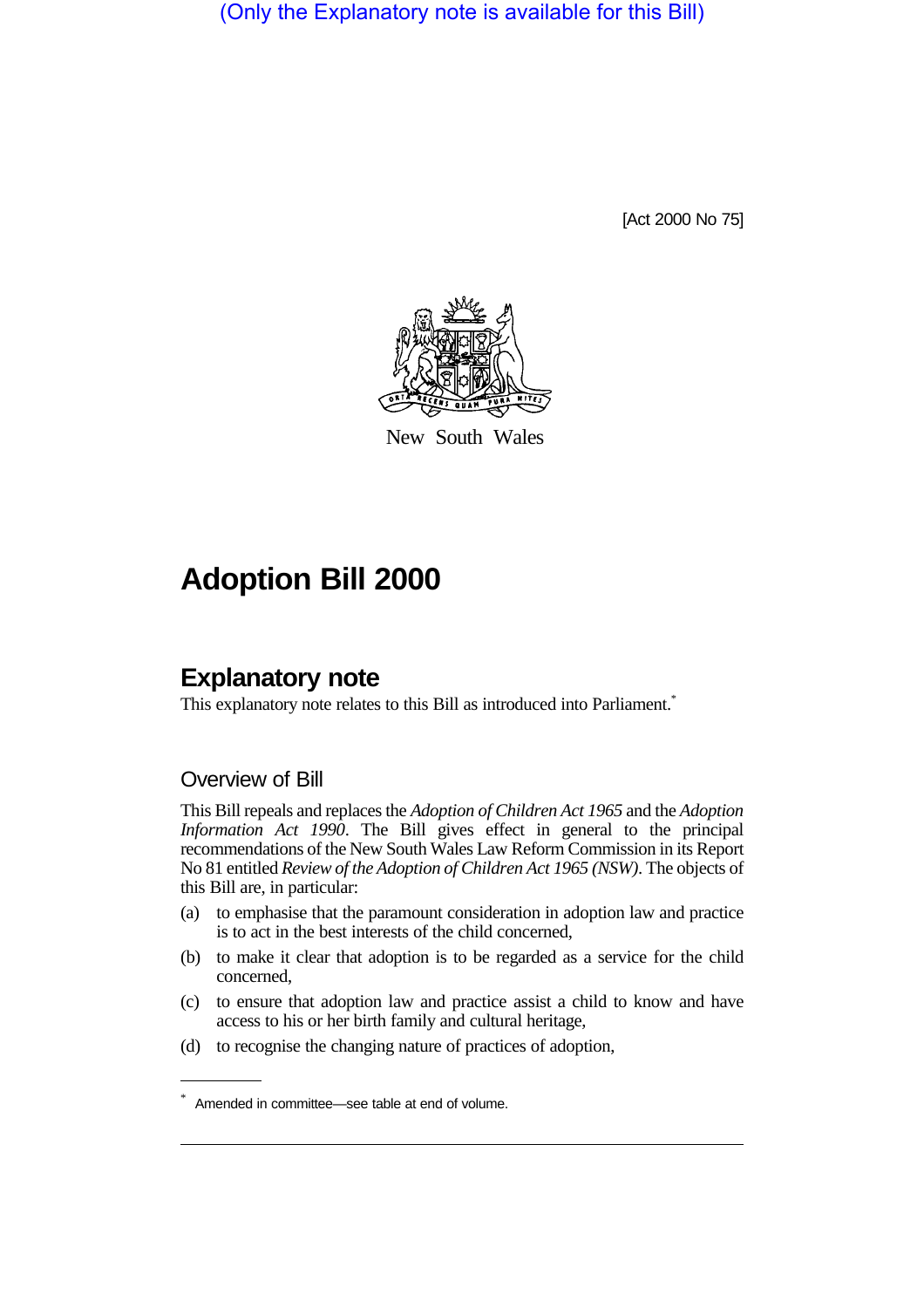(Only the Explanatory note is available for this Bill)

[Act 2000 No 75]

New South Wales

# Adoption Bill 2000

## Explanatory note

This explanatory note relates to this Bill as introduced into Parliament.*

### Overview of Bill

This Bill repeals and replaces the *Adoption of Children Act 1965* and the *Adoption Information Act 1990*. The Bill gives effect in general to the principal recommendations of the New South Wales Law Reform Commission in its Report No 81 entitled *Review of the Adoption of Children Act 1965 (NSW)*. The objects of this Bill are, in particular:

(a) to emphasise that the paramount consideration in adoption law and practice is to act in the best interests of the child concerned,

(b) to make it clear that adoption is to be regarded as a service for the child concerned,

(c) to ensure that adoption law and practice assist a child to know and have access to his or her birth family and cultural heritage,

(d) to recognise the changing nature of practices of adoption,

* Amended in committee—see table at end of volume.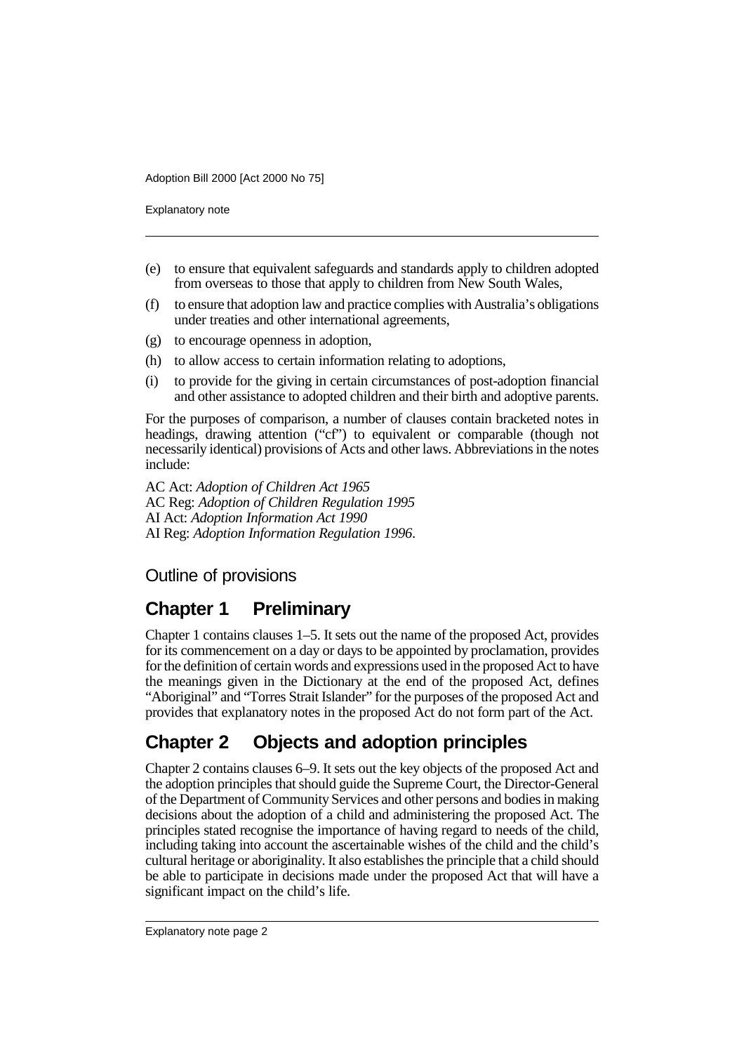(e) to ensure that equivalent safeguards and standards apply to children adopted from overseas to those that apply to children from New South Wales,

(f) to ensure that adoption law and practice complies with Australia's obligations under treaties and other international agreements,

(g) to encourage openness in adoption,

(h) to allow access to certain information relating to adoptions,

(i) to provide for the giving in certain circumstances of post-adoption financial and other assistance to adopted children and their birth and adoptive parents.

For the purposes of comparison, a number of clauses contain bracketed notes in headings, drawing attention ("cf") to equivalent or comparable (though not necessarily identical) provisions of Acts and other laws. Abbreviations in the notes include:

AC Act: *Adoption of Children Act 1965*
AC Reg: *Adoption of Children Regulation 1995*
AI Act: *Adoption Information Act 1990*
AI Reg: *Adoption Information Regulation 1996*.

## Outline of provisions

## Chapter 1 Preliminary

Chapter 1 contains clauses 1–5. It sets out the name of the proposed Act, provides for its commencement on a day or days to be appointed by proclamation, provides for the definition of certain words and expressions used in the proposed Act to have the meanings given in the Dictionary at the end of the proposed Act, defines "Aboriginal" and "Torres Strait Islander" for the purposes of the proposed Act and provides that explanatory notes in the proposed Act do not form part of the Act.

## Chapter 2 Objects and adoption principles

Chapter 2 contains clauses 6–9. It sets out the key objects of the proposed Act and the adoption principles that should guide the Supreme Court, the Director-General of the Department of Community Services and other persons and bodies in making decisions about the adoption of a child and administering the proposed Act. The principles stated recognise the importance of having regard to needs of the child, including taking into account the ascertainable wishes of the child and the child's cultural heritage or aboriginality. It also establishes the principle that a child should be able to participate in decisions made under the proposed Act that will have a significant impact on the child's life.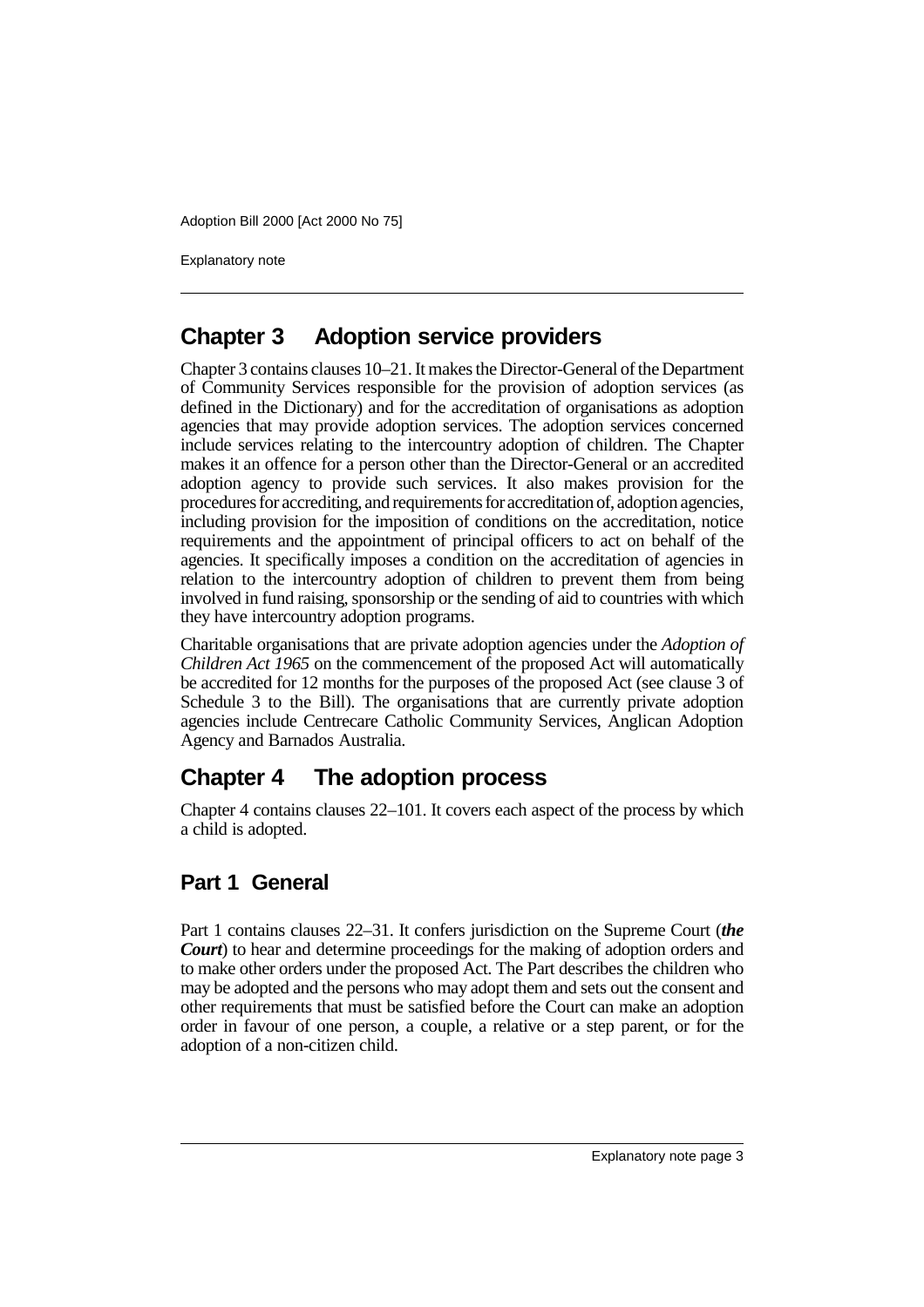## Chapter 3 Adoption service providers

Chapter 3 contains clauses 10–21. It makes the Director-General of the Department of Community Services responsible for the provision of adoption services (as defined in the Dictionary) and for the accreditation of organisations as adoption agencies that may provide adoption services. The adoption services concerned include services relating to the intercountry adoption of children. The Chapter makes it an offence for a person other than the Director-General or an accredited adoption agency to provide such services. It also makes provision for the procedures for accrediting, and requirements for accreditation of, adoption agencies, including provision for the imposition of conditions on the accreditation, notice requirements and the appointment of principal officers to act on behalf of the agencies. It specifically imposes a condition on the accreditation of agencies in relation to the intercountry adoption of children to prevent them from being involved in fund raising, sponsorship or the sending of aid to countries with which they have intercountry adoption programs.

Charitable organisations that are private adoption agencies under the *Adoption of Children Act 1965* on the commencement of the proposed Act will automatically be accredited for 12 months for the purposes of the proposed Act (see clause 3 of Schedule 3 to the Bill). The organisations that are currently private adoption agencies include Centrecare Catholic Community Services, Anglican Adoption Agency and Barnados Australia.

## Chapter 4 The adoption process

Chapter 4 contains clauses 22–101. It covers each aspect of the process by which a child is adopted.

### Part 1 General

Part 1 contains clauses 22–31. It confers jurisdiction on the Supreme Court (***the Court***) to hear and determine proceedings for the making of adoption orders and to make other orders under the proposed Act. The Part describes the children who may be adopted and the persons who may adopt them and sets out the consent and other requirements that must be satisfied before the Court can make an adoption order in favour of one person, a couple, a relative or a step parent, or for the adoption of a non-citizen child.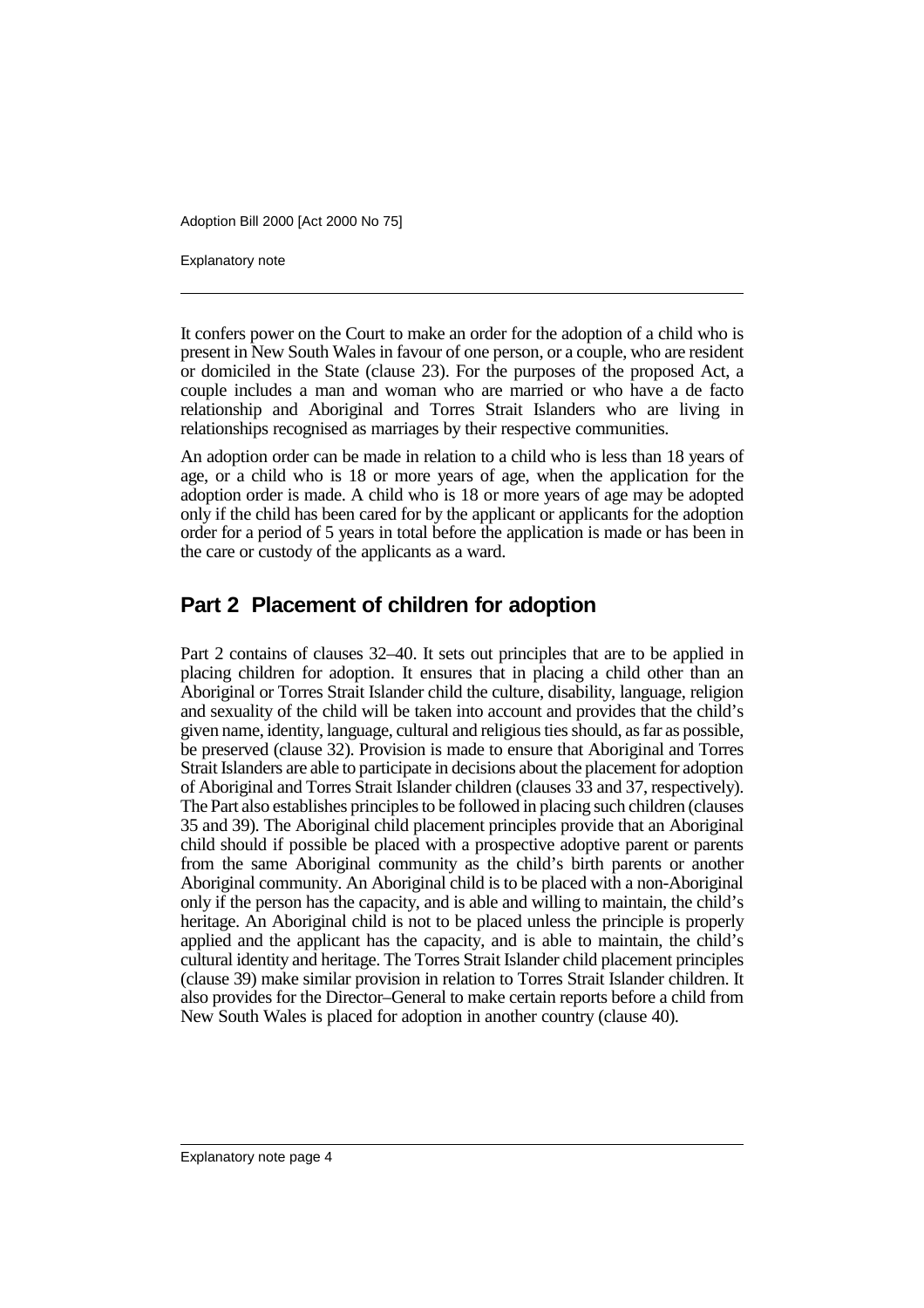It confers power on the Court to make an order for the adoption of a child who is present in New South Wales in favour of one person, or a couple, who are resident or domiciled in the State (clause 23). For the purposes of the proposed Act, a couple includes a man and woman who are married or who have a de facto relationship and Aboriginal and Torres Strait Islanders who are living in relationships recognised as marriages by their respective communities.

An adoption order can be made in relation to a child who is less than 18 years of age, or a child who is 18 or more years of age, when the application for the adoption order is made. A child who is 18 or more years of age may be adopted only if the child has been cared for by the applicant or applicants for the adoption order for a period of 5 years in total before the application is made or has been in the care or custody of the applicants as a ward.

## Part 2 Placement of children for adoption

Part 2 contains of clauses 32–40. It sets out principles that are to be applied in placing children for adoption. It ensures that in placing a child other than an Aboriginal or Torres Strait Islander child the culture, disability, language, religion and sexuality of the child will be taken into account and provides that the child's given name, identity, language, cultural and religious ties should, as far as possible, be preserved (clause 32). Provision is made to ensure that Aboriginal and Torres Strait Islanders are able to participate in decisions about the placement for adoption of Aboriginal and Torres Strait Islander children (clauses 33 and 37, respectively). The Part also establishes principles to be followed in placing such children (clauses 35 and 39). The Aboriginal child placement principles provide that an Aboriginal child should if possible be placed with a prospective adoptive parent or parents from the same Aboriginal community as the child's birth parents or another Aboriginal community. An Aboriginal child is to be placed with a non-Aboriginal only if the person has the capacity, and is able and willing to maintain, the child's heritage. An Aboriginal child is not to be placed unless the principle is properly applied and the applicant has the capacity, and is able to maintain, the child's cultural identity and heritage. The Torres Strait Islander child placement principles (clause 39) make similar provision in relation to Torres Strait Islander children. It also provides for the Director–General to make certain reports before a child from New South Wales is placed for adoption in another country (clause 40).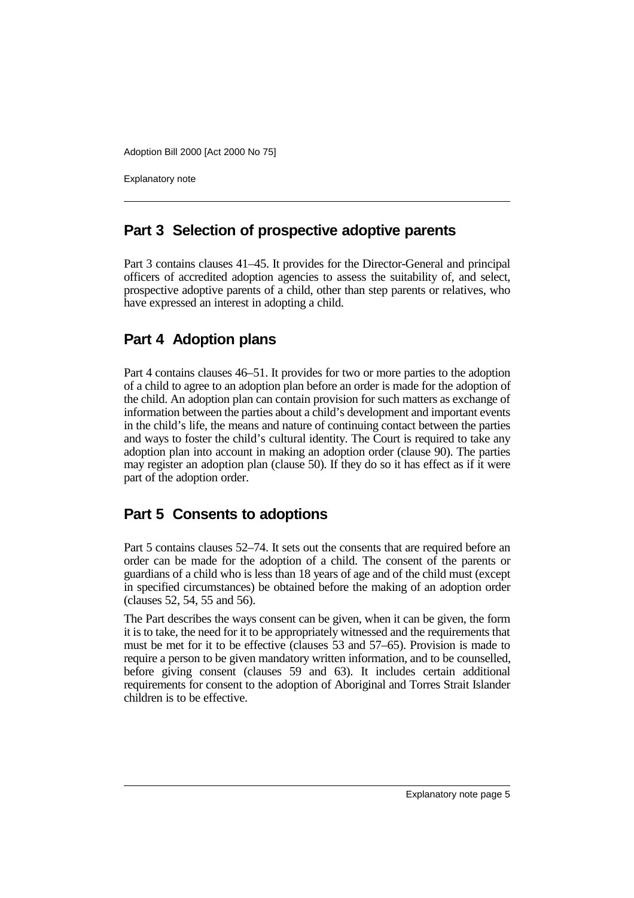## Part 3 Selection of prospective adoptive parents

Part 3 contains clauses 41–45. It provides for the Director-General and principal officers of accredited adoption agencies to assess the suitability of, and select, prospective adoptive parents of a child, other than step parents or relatives, who have expressed an interest in adopting a child.

## Part 4 Adoption plans

Part 4 contains clauses 46–51. It provides for two or more parties to the adoption of a child to agree to an adoption plan before an order is made for the adoption of the child. An adoption plan can contain provision for such matters as exchange of information between the parties about a child's development and important events in the child's life, the means and nature of continuing contact between the parties and ways to foster the child's cultural identity. The Court is required to take any adoption plan into account in making an adoption order (clause 90). The parties may register an adoption plan (clause 50). If they do so it has effect as if it were part of the adoption order.

## Part 5 Consents to adoptions

Part 5 contains clauses 52–74. It sets out the consents that are required before an order can be made for the adoption of a child. The consent of the parents or guardians of a child who is less than 18 years of age and of the child must (except in specified circumstances) be obtained before the making of an adoption order (clauses 52, 54, 55 and 56).

The Part describes the ways consent can be given, when it can be given, the form it is to take, the need for it to be appropriately witnessed and the requirements that must be met for it to be effective (clauses 53 and 57–65). Provision is made to require a person to be given mandatory written information, and to be counselled, before giving consent (clauses 59 and 63). It includes certain additional requirements for consent to the adoption of Aboriginal and Torres Strait Islander children is to be effective.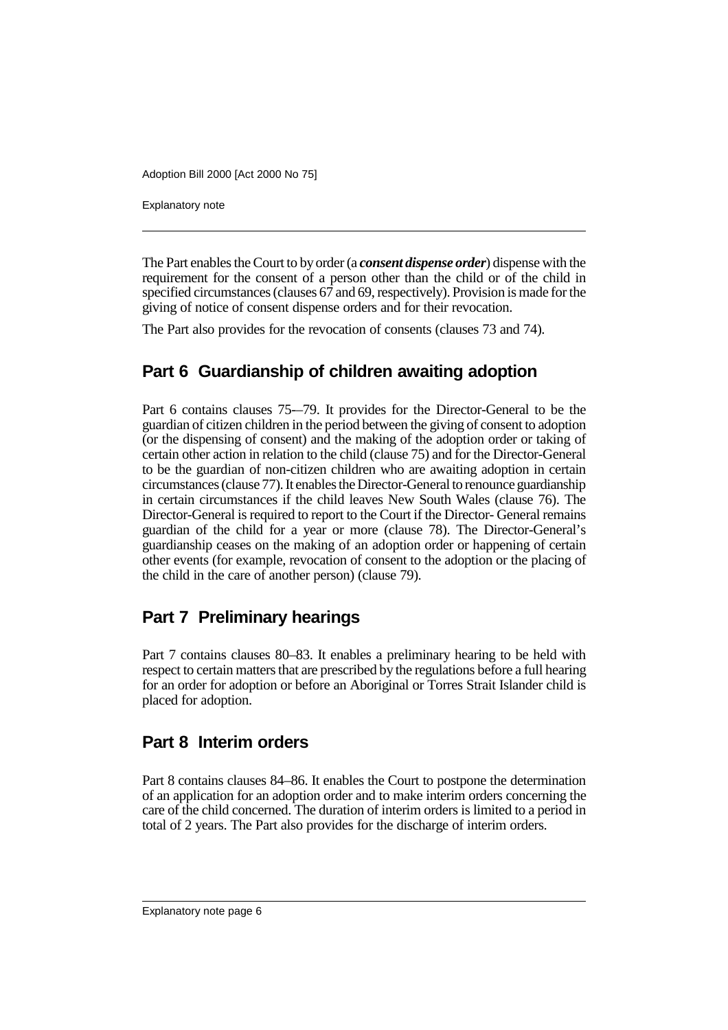The Part enables the Court to by order (a ***consent dispense order***) dispense with the requirement for the consent of a person other than the child or of the child in specified circumstances (clauses 67 and 69, respectively). Provision is made for the giving of notice of consent dispense orders and for their revocation.

The Part also provides for the revocation of consents (clauses 73 and 74).

## Part 6 Guardianship of children awaiting adoption

Part 6 contains clauses 75–79. It provides for the Director-General to be the guardian of citizen children in the period between the giving of consent to adoption (or the dispensing of consent) and the making of the adoption order or taking of certain other action in relation to the child (clause 75) and for the Director-General to be the guardian of non-citizen children who are awaiting adoption in certain circumstances (clause 77). It enables the Director-General to renounce guardianship in certain circumstances if the child leaves New South Wales (clause 76). The Director-General is required to report to the Court if the Director- General remains guardian of the child for a year or more (clause 78). The Director-General's guardianship ceases on the making of an adoption order or happening of certain other events (for example, revocation of consent to the adoption or the placing of the child in the care of another person) (clause 79).

## Part 7 Preliminary hearings

Part 7 contains clauses 80–83. It enables a preliminary hearing to be held with respect to certain matters that are prescribed by the regulations before a full hearing for an order for adoption or before an Aboriginal or Torres Strait Islander child is placed for adoption.

## Part 8 Interim orders

Part 8 contains clauses 84–86. It enables the Court to postpone the determination of an application for an adoption order and to make interim orders concerning the care of the child concerned. The duration of interim orders is limited to a period in total of 2 years. The Part also provides for the discharge of interim orders.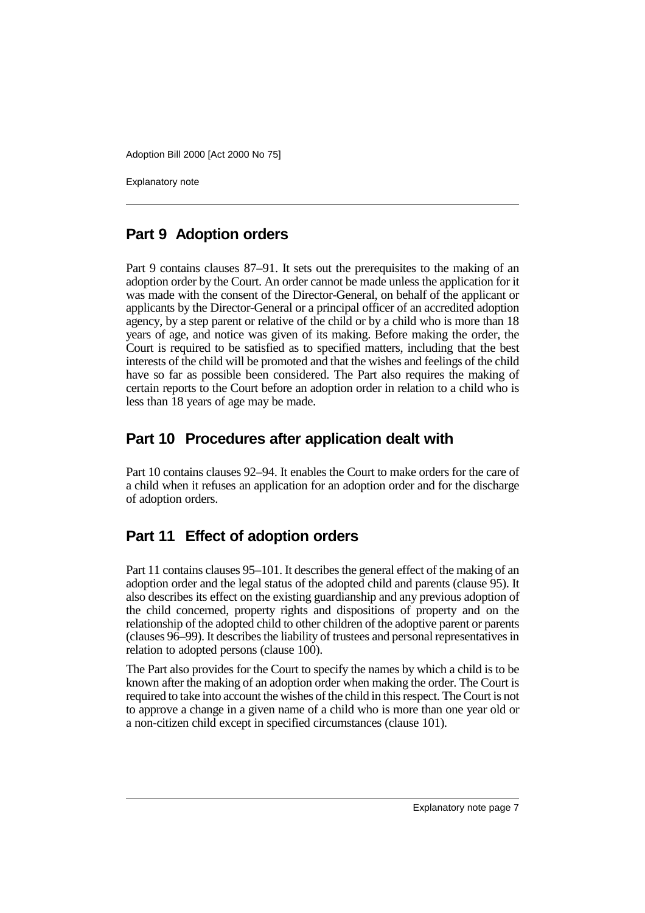## Part 9 Adoption orders

Part 9 contains clauses 87–91. It sets out the prerequisites to the making of an adoption order by the Court. An order cannot be made unless the application for it was made with the consent of the Director-General, on behalf of the applicant or applicants by the Director-General or a principal officer of an accredited adoption agency, by a step parent or relative of the child or by a child who is more than 18 years of age, and notice was given of its making. Before making the order, the Court is required to be satisfied as to specified matters, including that the best interests of the child will be promoted and that the wishes and feelings of the child have so far as possible been considered. The Part also requires the making of certain reports to the Court before an adoption order in relation to a child who is less than 18 years of age may be made.

## Part 10 Procedures after application dealt with

Part 10 contains clauses 92–94. It enables the Court to make orders for the care of a child when it refuses an application for an adoption order and for the discharge of adoption orders.

## Part 11 Effect of adoption orders

Part 11 contains clauses 95–101. It describes the general effect of the making of an adoption order and the legal status of the adopted child and parents (clause 95). It also describes its effect on the existing guardianship and any previous adoption of the child concerned, property rights and dispositions of property and on the relationship of the adopted child to other children of the adoptive parent or parents (clauses 96–99). It describes the liability of trustees and personal representatives in relation to adopted persons (clause 100).

The Part also provides for the Court to specify the names by which a child is to be known after the making of an adoption order when making the order. The Court is required to take into account the wishes of the child in this respect. The Court is not to approve a change in a given name of a child who is more than one year old or a non-citizen child except in specified circumstances (clause 101).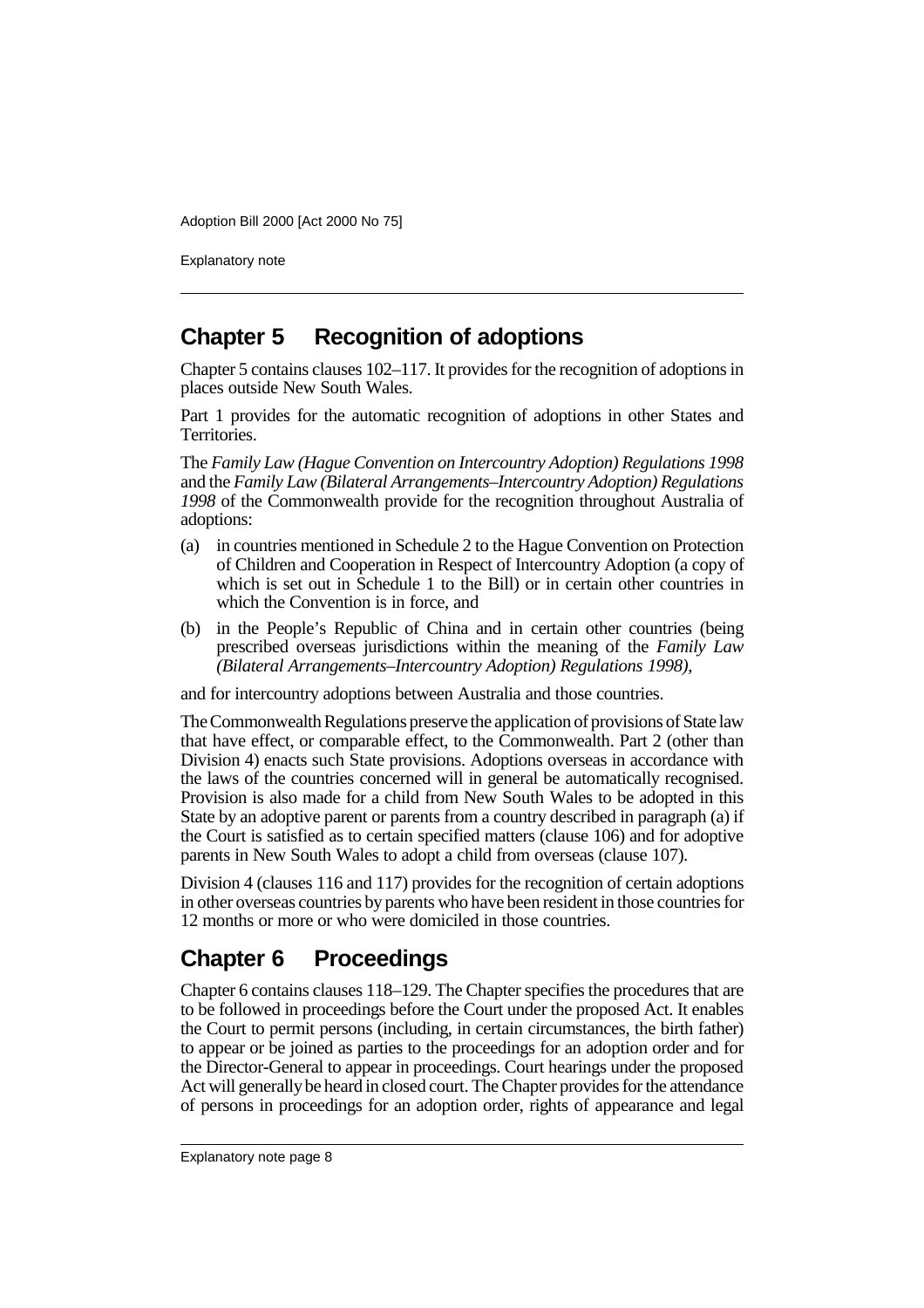## Chapter 5 Recognition of adoptions

Chapter 5 contains clauses 102–117. It provides for the recognition of adoptions in places outside New South Wales.

Part 1 provides for the automatic recognition of adoptions in other States and Territories.

The *Family Law (Hague Convention on Intercountry Adoption) Regulations 1998* and the *Family Law (Bilateral Arrangements–Intercountry Adoption) Regulations 1998* of the Commonwealth provide for the recognition throughout Australia of adoptions:

(a) in countries mentioned in Schedule 2 to the Hague Convention on Protection of Children and Cooperation in Respect of Intercountry Adoption (a copy of which is set out in Schedule 1 to the Bill) or in certain other countries in which the Convention is in force, and

(b) in the People's Republic of China and in certain other countries (being prescribed overseas jurisdictions within the meaning of the *Family Law (Bilateral Arrangements–Intercountry Adoption) Regulations 1998)*,

and for intercountry adoptions between Australia and those countries.

The Commonwealth Regulations preserve the application of provisions of State law that have effect, or comparable effect, to the Commonwealth. Part 2 (other than Division 4) enacts such State provisions. Adoptions overseas in accordance with the laws of the countries concerned will in general be automatically recognised. Provision is also made for a child from New South Wales to be adopted in this State by an adoptive parent or parents from a country described in paragraph (a) if the Court is satisfied as to certain specified matters (clause 106) and for adoptive parents in New South Wales to adopt a child from overseas (clause 107).

Division 4 (clauses 116 and 117) provides for the recognition of certain adoptions in other overseas countries by parents who have been resident in those countries for 12 months or more or who were domiciled in those countries.

## Chapter 6 Proceedings

Chapter 6 contains clauses 118–129. The Chapter specifies the procedures that are to be followed in proceedings before the Court under the proposed Act. It enables the Court to permit persons (including, in certain circumstances, the birth father) to appear or be joined as parties to the proceedings for an adoption order and for the Director-General to appear in proceedings. Court hearings under the proposed Act will generally be heard in closed court. The Chapter provides for the attendance of persons in proceedings for an adoption order, rights of appearance and legal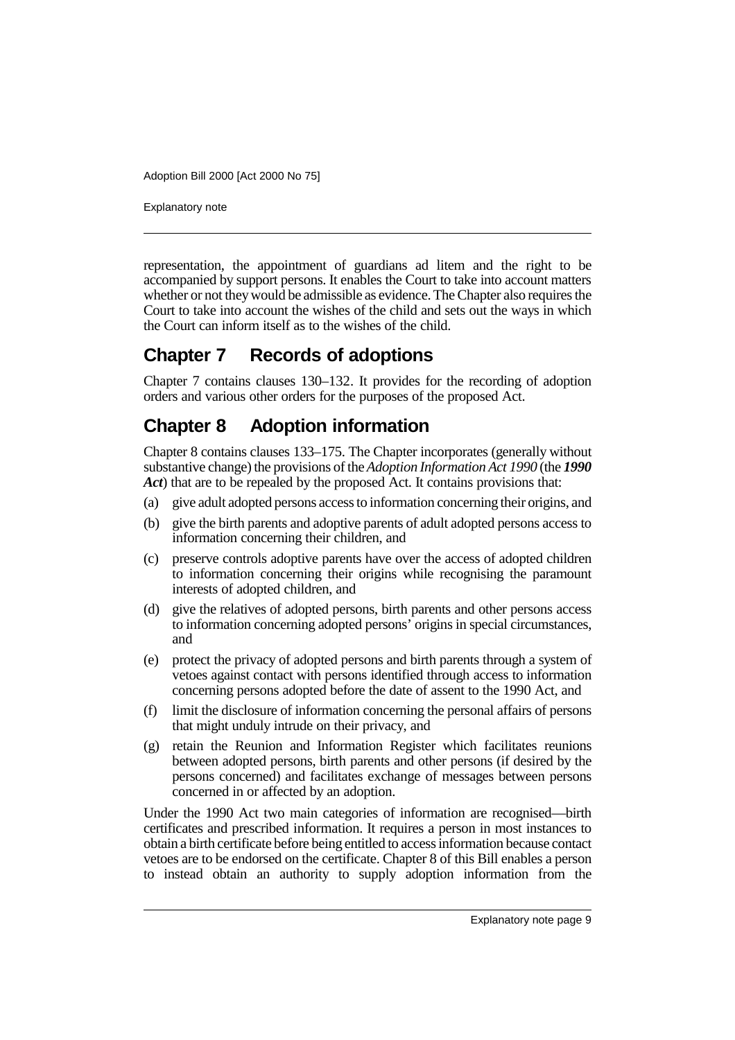representation, the appointment of guardians ad litem and the right to be accompanied by support persons. It enables the Court to take into account matters whether or not they would be admissible as evidence. The Chapter also requires the Court to take into account the wishes of the child and sets out the ways in which the Court can inform itself as to the wishes of the child.

## Chapter 7 Records of adoptions

Chapter 7 contains clauses 130–132. It provides for the recording of adoption orders and various other orders for the purposes of the proposed Act.

## Chapter 8 Adoption information

Chapter 8 contains clauses 133–175. The Chapter incorporates (generally without substantive change) the provisions of the *Adoption Information Act 1990* (the ***1990 Act***) that are to be repealed by the proposed Act. It contains provisions that:

(a) give adult adopted persons access to information concerning their origins, and

(b) give the birth parents and adoptive parents of adult adopted persons access to information concerning their children, and

(c) preserve controls adoptive parents have over the access of adopted children to information concerning their origins while recognising the paramount interests of adopted children, and

(d) give the relatives of adopted persons, birth parents and other persons access to information concerning adopted persons' origins in special circumstances, and

(e) protect the privacy of adopted persons and birth parents through a system of vetoes against contact with persons identified through access to information concerning persons adopted before the date of assent to the 1990 Act, and

(f) limit the disclosure of information concerning the personal affairs of persons that might unduly intrude on their privacy, and

(g) retain the Reunion and Information Register which facilitates reunions between adopted persons, birth parents and other persons (if desired by the persons concerned) and facilitates exchange of messages between persons concerned in or affected by an adoption.

Under the 1990 Act two main categories of information are recognised—birth certificates and prescribed information. It requires a person in most instances to obtain a birth certificate before being entitled to access information because contact vetoes are to be endorsed on the certificate. Chapter 8 of this Bill enables a person to instead obtain an authority to supply adoption information from the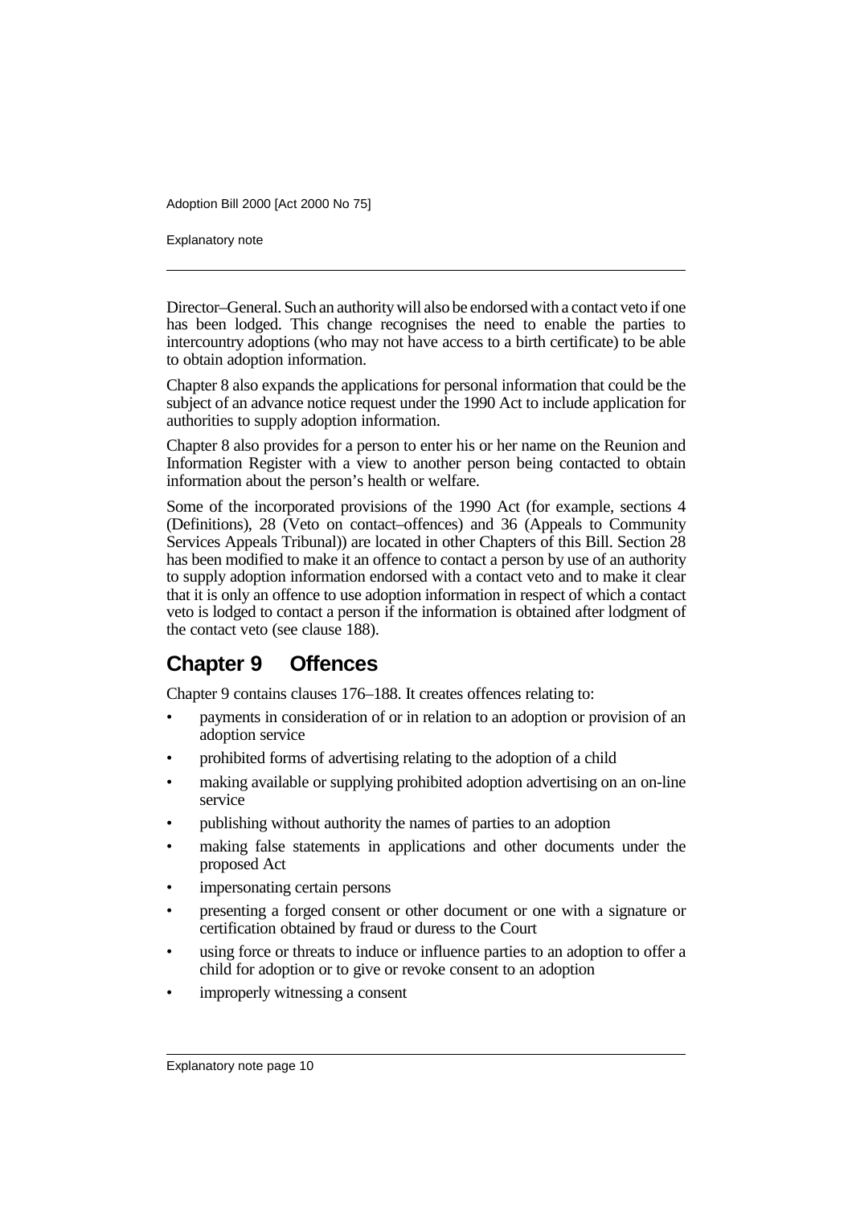Director–General. Such an authority will also be endorsed with a contact veto if one has been lodged. This change recognises the need to enable the parties to intercountry adoptions (who may not have access to a birth certificate) to be able to obtain adoption information.

Chapter 8 also expands the applications for personal information that could be the subject of an advance notice request under the 1990 Act to include application for authorities to supply adoption information.

Chapter 8 also provides for a person to enter his or her name on the Reunion and Information Register with a view to another person being contacted to obtain information about the person's health or welfare.

Some of the incorporated provisions of the 1990 Act (for example, sections 4 (Definitions), 28 (Veto on contact–offences) and 36 (Appeals to Community Services Appeals Tribunal)) are located in other Chapters of this Bill. Section 28 has been modified to make it an offence to contact a person by use of an authority to supply adoption information endorsed with a contact veto and to make it clear that it is only an offence to use adoption information in respect of which a contact veto is lodged to contact a person if the information is obtained after lodgment of the contact veto (see clause 188).

## Chapter 9 Offences

Chapter 9 contains clauses 176–188. It creates offences relating to:

- payments in consideration of or in relation to an adoption or provision of an adoption service
- prohibited forms of advertising relating to the adoption of a child
- making available or supplying prohibited adoption advertising on an on-line service
- publishing without authority the names of parties to an adoption
- making false statements in applications and other documents under the proposed Act
- impersonating certain persons
- presenting a forged consent or other document or one with a signature or certification obtained by fraud or duress to the Court
- using force or threats to induce or influence parties to an adoption to offer a child for adoption or to give or revoke consent to an adoption
- improperly witnessing a consent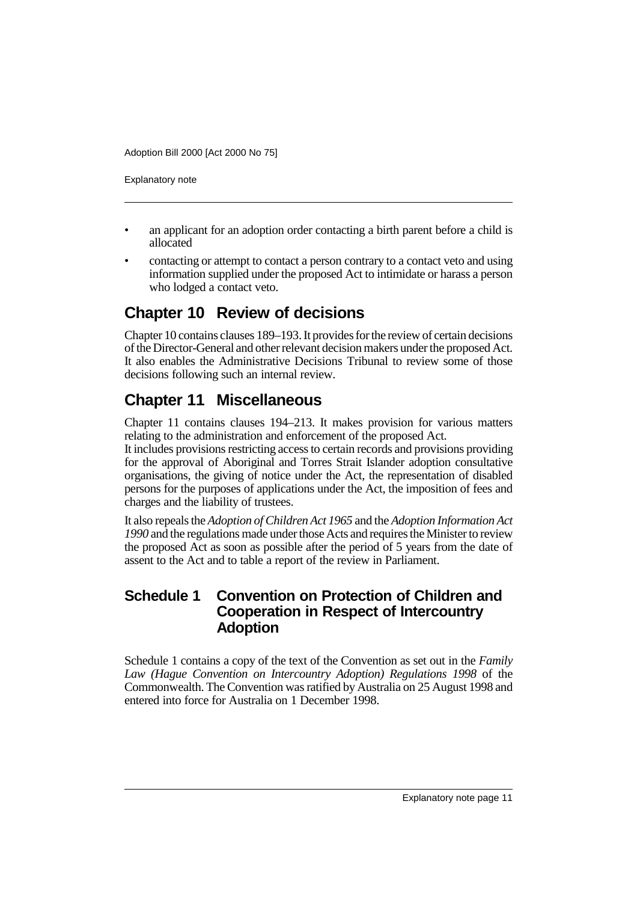- an applicant for an adoption order contacting a birth parent before a child is allocated
- contacting or attempt to contact a person contrary to a contact veto and using information supplied under the proposed Act to intimidate or harass a person who lodged a contact veto.

## Chapter 10 Review of decisions

Chapter 10 contains clauses 189–193. It provides for the review of certain decisions of the Director-General and other relevant decision makers under the proposed Act. It also enables the Administrative Decisions Tribunal to review some of those decisions following such an internal review.

## Chapter 11 Miscellaneous

Chapter 11 contains clauses 194–213. It makes provision for various matters relating to the administration and enforcement of the proposed Act.

It includes provisions restricting access to certain records and provisions providing for the approval of Aboriginal and Torres Strait Islander adoption consultative organisations, the giving of notice under the Act, the representation of disabled persons for the purposes of applications under the Act, the imposition of fees and charges and the liability of trustees.

It also repeals the *Adoption of Children Act 1965* and the *Adoption Information Act 1990* and the regulations made under those Acts and requires the Minister to review the proposed Act as soon as possible after the period of 5 years from the date of assent to the Act and to table a report of the review in Parliament.

### Schedule 1 Convention on Protection of Children and Cooperation in Respect of Intercountry Adoption

Schedule 1 contains a copy of the text of the Convention as set out in the *Family Law (Hague Convention on Intercountry Adoption) Regulations 1998* of the Commonwealth. The Convention was ratified by Australia on 25 August 1998 and entered into force for Australia on 1 December 1998.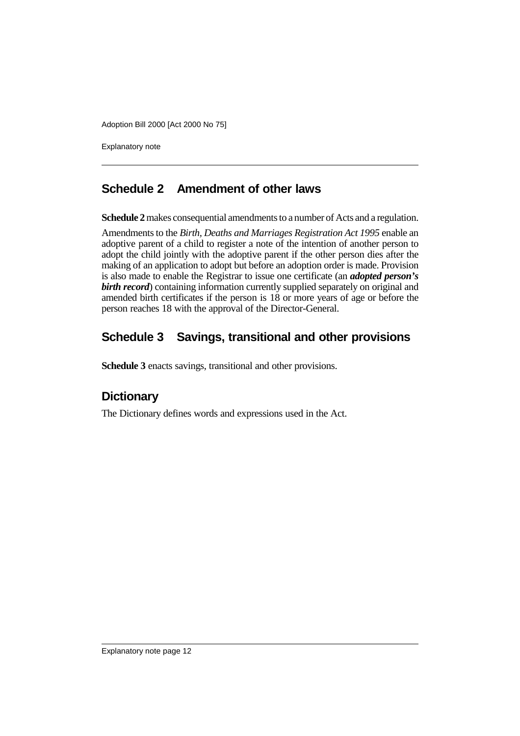## Schedule 2 Amendment of other laws

**Schedule 2** makes consequential amendments to a number of Acts and a regulation.

Amendments to the *Birth, Deaths and Marriages Registration Act 1995* enable an adoptive parent of a child to register a note of the intention of another person to adopt the child jointly with the adoptive parent if the other person dies after the making of an application to adopt but before an adoption order is made. Provision is also made to enable the Registrar to issue one certificate (an ***adopted person's birth record***) containing information currently supplied separately on original and amended birth certificates if the person is 18 or more years of age or before the person reaches 18 with the approval of the Director-General.

## Schedule 3 Savings, transitional and other provisions

**Schedule 3** enacts savings, transitional and other provisions.

## Dictionary

The Dictionary defines words and expressions used in the Act.